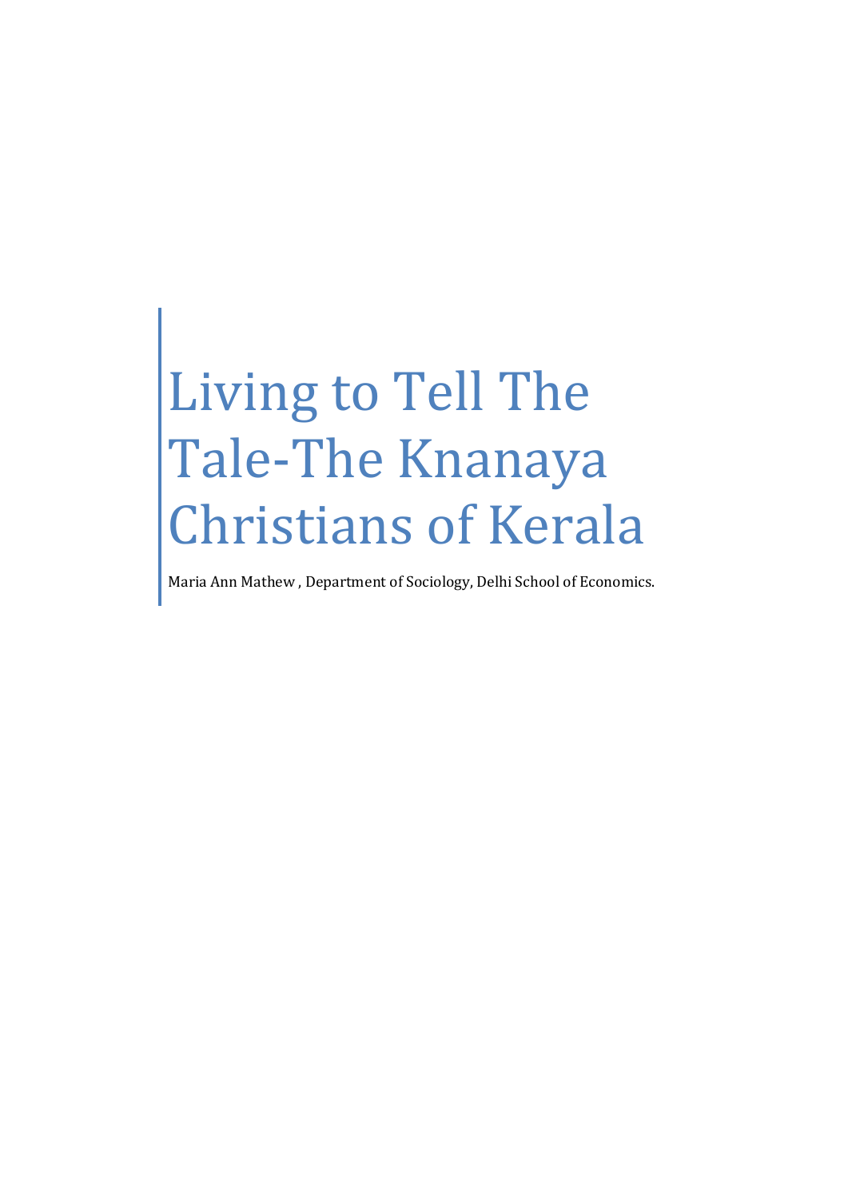# Living to Tell The Tale-The Knanaya Christians of Kerala

Maria Ann Mathew , Department of Sociology, Delhi School of Economics.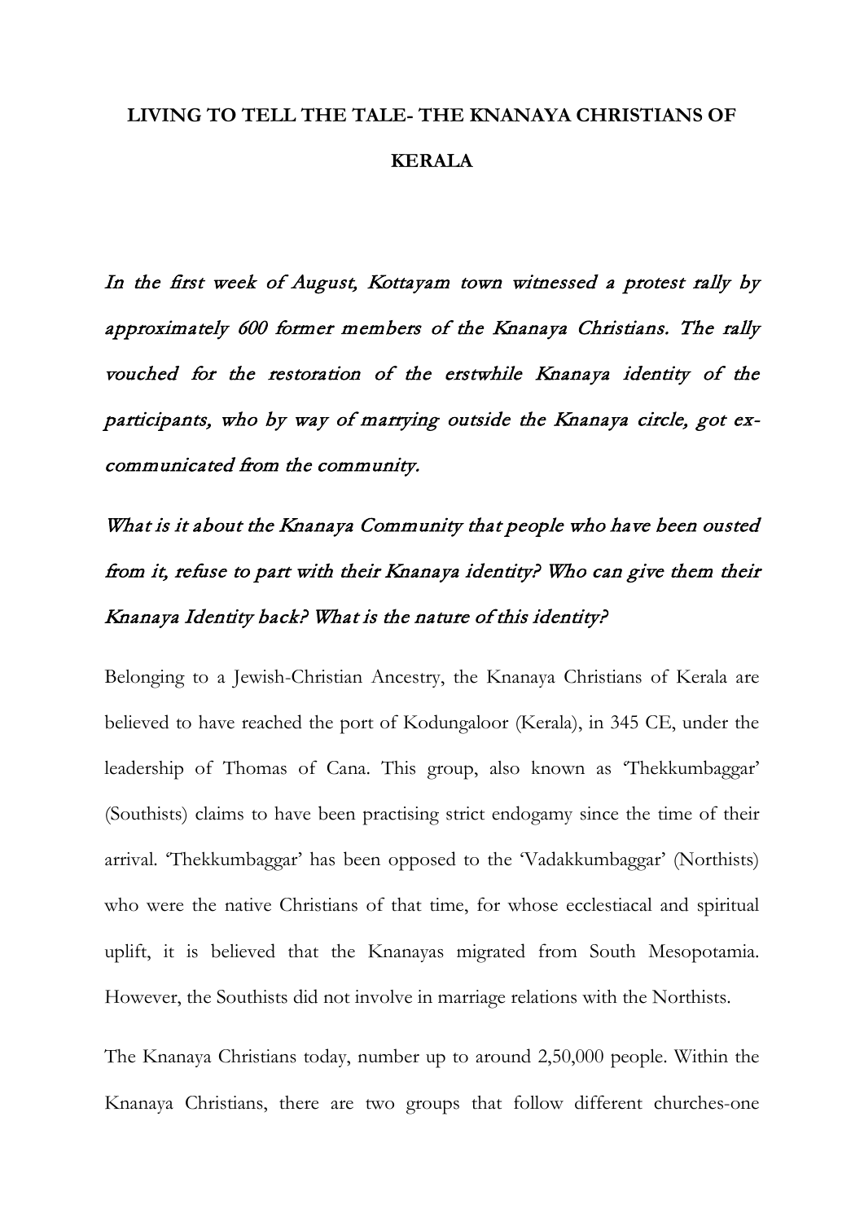# LIVING TO TELL THE TALE- THE KNANAYA CHRISTIANS OF KERALA

*In the first week of August, Kottayam town witnessed a protest rally by approximately 600 former members of the Knanaya Christians. The rally vouched for the restoration of the erstwhile Knanaya identity of the participants, who by way of marrying outside the Knanaya circle, got ex-communicated from the community.*

*What is it about the Knanaya Community that people who have been ousted from it, refuse to part with their Knanaya identity? Who can give them their Knanaya Identity back? What is the nature of this identity?*

Belonging to a Jewish-Christian Ancestry, the Knanaya Christians of Kerala are believed to have reached the port of Kodungaloor (Kerala), in 345 CE, under the leadership of Thomas of Cana. This group, also known as 'Thekkumbaggar' (Southists) claims to have been practising strict endogamy since the time of their arrival. 'Thekkumbaggar' has been opposed to the 'Vadakkumbaggar' (Northists) who were the native Christians of that time, for whose ecclestiacal and spiritual uplift, it is believed that the Knanayas migrated from South Mesopotamia. However, the Southists did not involve in marriage relations with the Northists.

The Knanaya Christians today, number up to around 2,50,000 people. Within the Knanaya Christians, there are two groups that follow different churches-one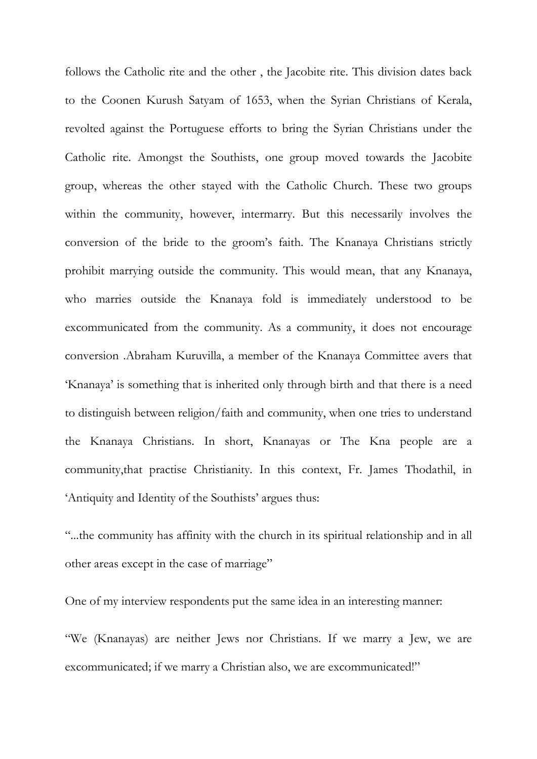follows the Catholic rite and the other , the Jacobite rite. This division dates back to the Coonen Kurush Satyam of 1653, when the Syrian Christians of Kerala, revolted against the Portuguese efforts to bring the Syrian Christians under the Catholic rite. Amongst the Southists, one group moved towards the Jacobite group, whereas the other stayed with the Catholic Church. These two groups within the community, however, intermarry. But this necessarily involves the conversion of the bride to the groom's faith. The Knanaya Christians strictly prohibit marrying outside the community. This would mean, that any Knanaya, who marries outside the Knanaya fold is immediately understood to be excommunicated from the community. As a community, it does not encourage conversion .Abraham Kuruvilla, a member of the Knanaya Committee avers that 'Knanaya' is something that is inherited only through birth and that there is a need to distinguish between religion/faith and community, when one tries to understand the Knanaya Christians. In short, Knanayas or The Kna people are a community,that practise Christianity. In this context, Fr. James Thodathil, in 'Antiquity and Identity of the Southists' argues thus:

"...the community has affinity with the church in its spiritual relationship and in all other areas except in the case of marriage"

One of my interview respondents put the same idea in an interesting manner:

"We (Knanayas) are neither Jews nor Christians. If we marry a Jew, we are excommunicated; if we marry a Christian also, we are excommunicated!"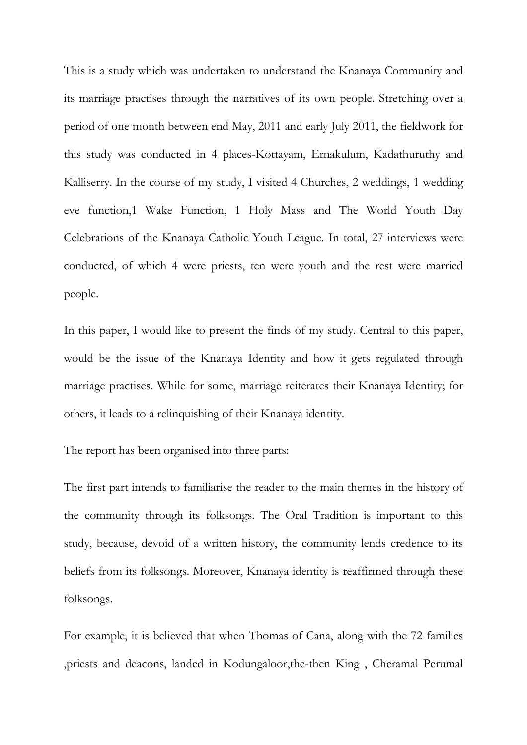This is a study which was undertaken to understand the Knanaya Community and its marriage practises through the narratives of its own people. Stretching over a period of one month between end May, 2011 and early July 2011, the fieldwork for this study was conducted in 4 places-Kottayam, Ernakulum, Kadathuruthy and Kalliserry. In the course of my study, I visited 4 Churches, 2 weddings, 1 wedding eve function,1 Wake Function, 1 Holy Mass and The World Youth Day Celebrations of the Knanaya Catholic Youth League. In total, 27 interviews were conducted, of which 4 were priests, ten were youth and the rest were married people.

In this paper, I would like to present the finds of my study. Central to this paper, would be the issue of the Knanaya Identity and how it gets regulated through marriage practises. While for some, marriage reiterates their Knanaya Identity; for others, it leads to a relinquishing of their Knanaya identity.

The report has been organised into three parts:

The first part intends to familiarise the reader to the main themes in the history of the community through its folksongs. The Oral Tradition is important to this study, because, devoid of a written history, the community lends credence to its beliefs from its folksongs. Moreover, Knanaya identity is reaffirmed through these folksongs.

For example, it is believed that when Thomas of Cana, along with the 72 families ,priests and deacons, landed in Kodungaloor,the-then King , Cheramal Perumal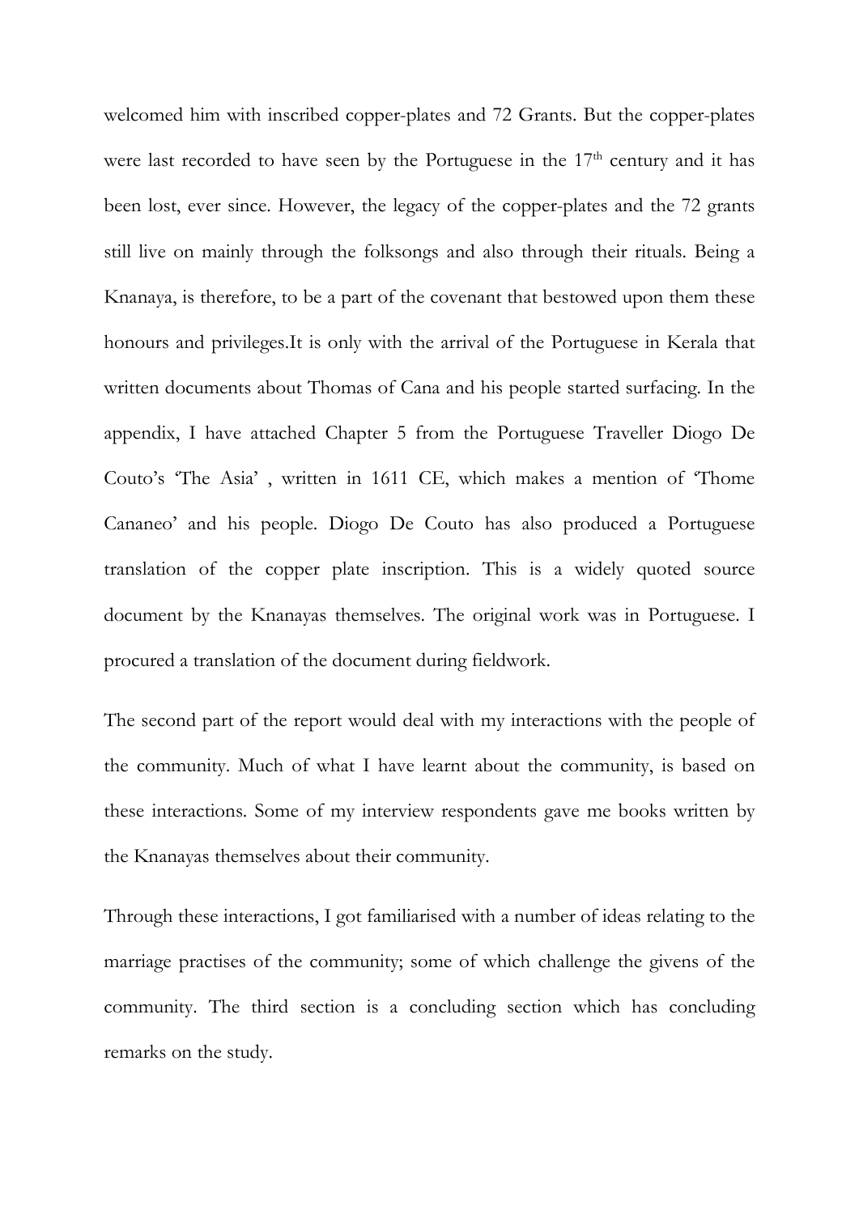welcomed him with inscribed copper-plates and 72 Grants. But the copper-plates were last recorded to have seen by the Portuguese in the 17th century and it has been lost, ever since. However, the legacy of the copper-plates and the 72 grants still live on mainly through the folksongs and also through their rituals. Being a Knanaya, is therefore, to be a part of the covenant that bestowed upon them these honours and privileges.It is only with the arrival of the Portuguese in Kerala that written documents about Thomas of Cana and his people started surfacing. In the appendix, I have attached Chapter 5 from the Portuguese Traveller Diogo De Couto's 'The Asia' , written in 1611 CE, which makes a mention of 'Thome Cananeo' and his people. Diogo De Couto has also produced a Portuguese translation of the copper plate inscription. This is a widely quoted source document by the Knanayas themselves. The original work was in Portuguese. I procured a translation of the document during fieldwork.

The second part of the report would deal with my interactions with the people of the community. Much of what I have learnt about the community, is based on these interactions. Some of my interview respondents gave me books written by the Knanayas themselves about their community.

Through these interactions, I got familiarised with a number of ideas relating to the marriage practises of the community; some of which challenge the givens of the community. The third section is a concluding section which has concluding remarks on the study.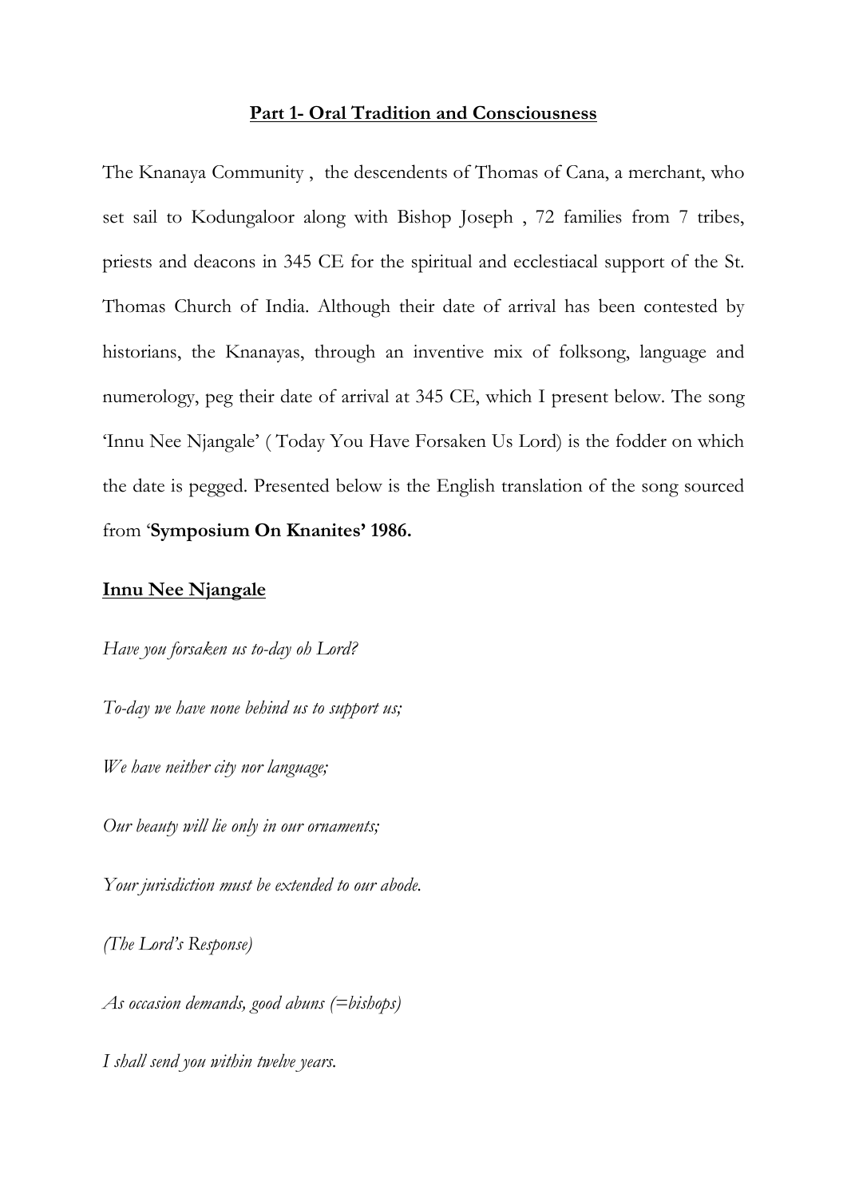**Part 1- Oral Tradition and Consciousness**

The Knanaya Community , the descendents of Thomas of Cana, a merchant, who set sail to Kodungaloor along with Bishop Joseph , 72 families from 7 tribes, priests and deacons in 345 CE for the spiritual and ecclestiacal support of the St. Thomas Church of India. Although their date of arrival has been contested by historians, the Knanayas, through an inventive mix of folksong, language and numerology, peg their date of arrival at 345 CE, which I present below. The song 'Innu Nee Njangale' ( Today You Have Forsaken Us Lord) is the fodder on which the date is pegged. Presented below is the English translation of the song sourced from '**Symposium On Knanites' 1986.**

**Innu Nee Njangale**

*Have you forsaken us to-day oh Lord?*

*To-day we have none behind us to support us;*

*We have neither city nor language;*

*Our beauty will lie only in our ornaments;*

*Your jurisdiction must be extended to our abode.*

*(The Lord's Response)*

*As occasion demands, good abuns (=bishops)*

*I shall send you within twelve years.*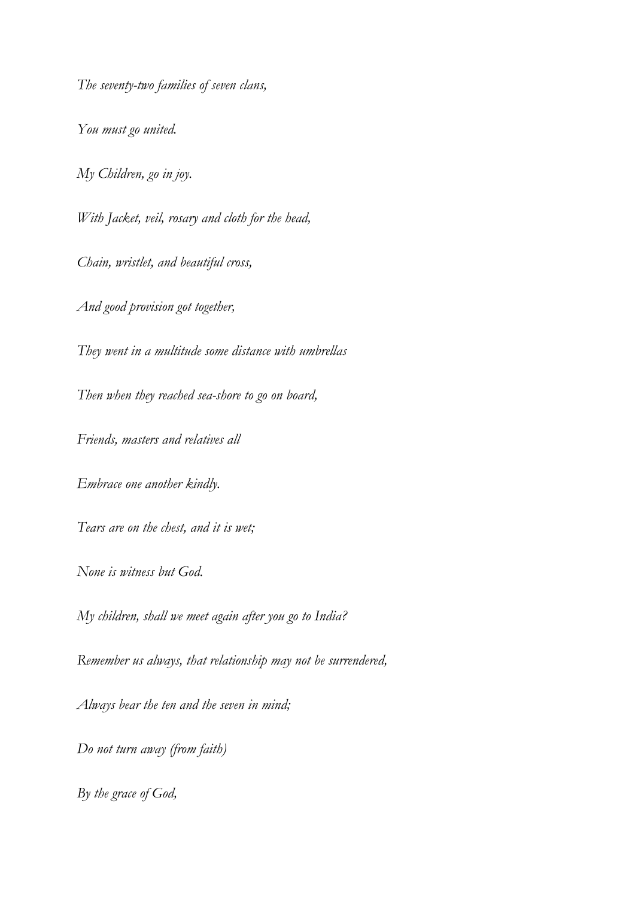*The seventy-two families of seven clans,*

*You must go united.*

*My Children, go in joy.*

*With Jacket, veil, rosary and cloth for the head,*

*Chain, wristlet, and beautiful cross,*

*And good provision got together,*

*They went in a multitude some distance with umbrellas*

*Then when they reached sea-shore to go on board,*

*Friends, masters and relatives all*

*Embrace one another kindly.*

*Tears are on the chest, and it is wet;*

*None is witness but God.*

*My children, shall we meet again after you go to India?*

*Remember us always, that relationship may not be surrendered,*

*Always bear the ten and the seven in mind;*

*Do not turn away (from faith)*

*By the grace of God,*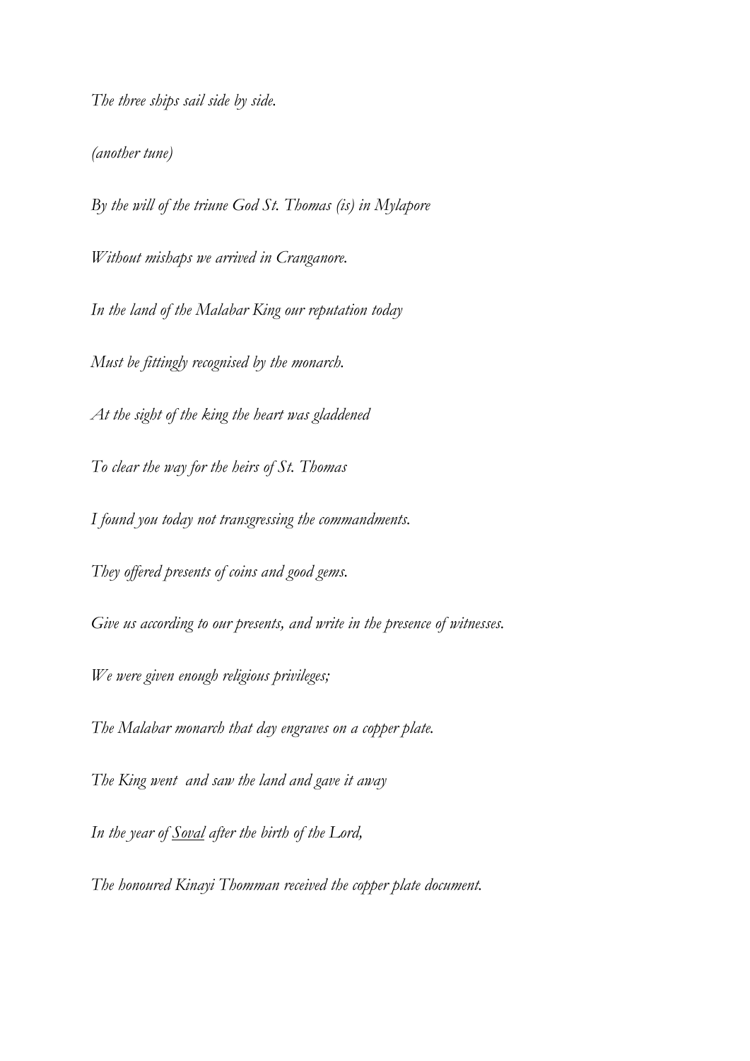*The three ships sail side by side.*

*(another tune)*

*By the will of the triune God St. Thomas (is) in Mylapore*

*Without mishaps we arrived in Cranganore.*

*In the land of the Malabar King our reputation today*

*Must be fittingly recognised by the monarch.*

*At the sight of the king the heart was gladdened*

*To clear the way for the heirs of St. Thomas*

*I found you today not transgressing the commandments.*

*They offered presents of coins and good gems.*

*Give us according to our presents, and write in the presence of witnesses.*

*We were given enough religious privileges;*

*The Malabar monarch that day engraves on a copper plate.*

*The King went and saw the land and gave it away*

*In the year of <u>Soval</u> after the birth of the Lord,*

*The honoured Kinayi Thomman received the copper plate document.*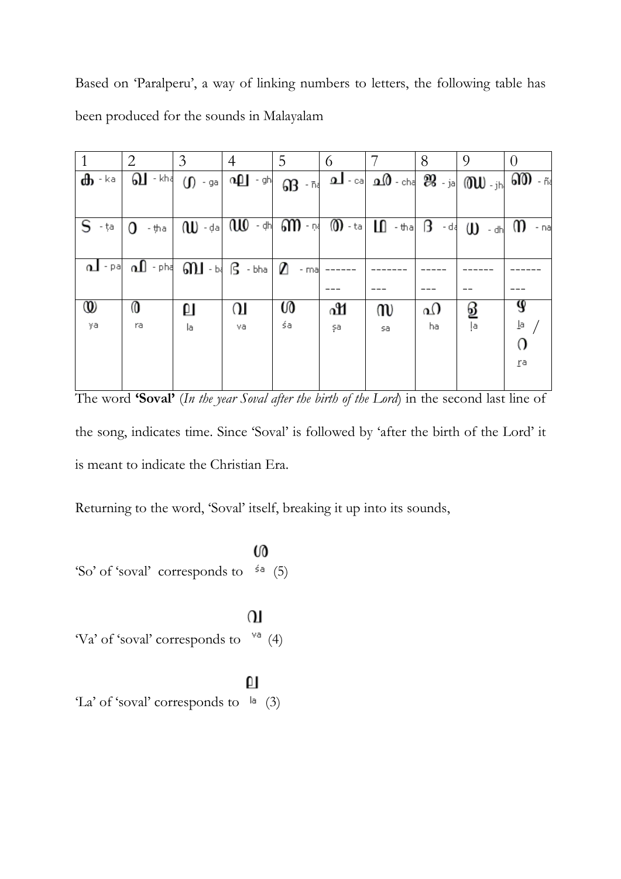Based on 'Paralperu', a way of linking numbers to letters, the following table has been produced for the sounds in Malayalam

| 1 | 2 | 3 | 4 | 5 | 6 | 7 | 8 | 9 | 0 |
|---|---|---|---|---|---|---|---|---|---|
| ക - ka | ഖ - kha | ഗ - ga | ഘ - gha | ങ - ña | ച - ca | ഛ - cha | ജ - ja | ഝ - jha | ഞ - ña |
| ട - ṭa | ഠ - ṭha | ഡ - ḍa | ഢ - ḍha | ണ - ṇa | ത - ta | ഥ - tha | ദ - da | ധ - dha | ന - na |
| പ - pa | ഫ - pha | ബ - ba | ഭ - bha | മ - ma | --------- | ---------- | -------- | -------- | --------- |
| യ ya | ര ra | ല la | വ va | ശ śa | ഷ ṣa | സ sa | ഹ ha | ള ḷa | ഴ ḻa / റ ṟa |

The word **'Soval'** (*In the year Soval after the birth of the Lord*) in the second last line of the song, indicates time. Since 'Soval' is followed by 'after the birth of the Lord' it is meant to indicate the Christian Era.

Returning to the word, 'Soval' itself, breaking it up into its sounds,

'So' of 'soval' corresponds to ശ śa (5)

'Va' of 'soval' corresponds to വ va (4)

'La' of 'soval' corresponds to ല la (3)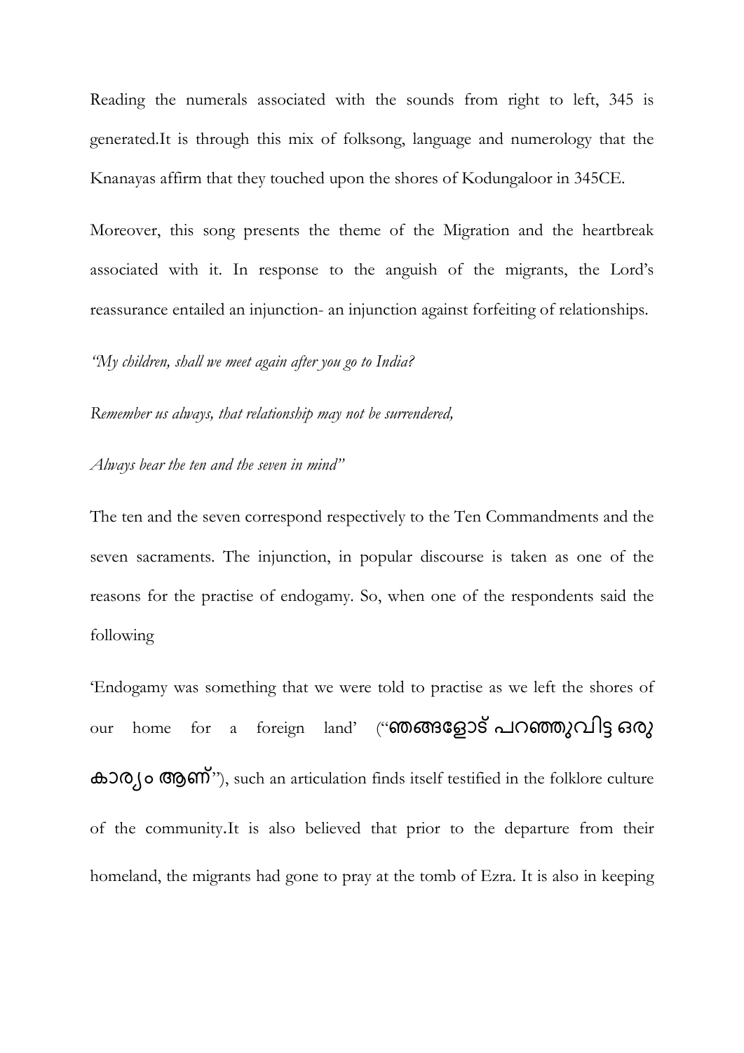Reading the numerals associated with the sounds from right to left, 345 is generated.It is through this mix of folksong, language and numerology that the Knanayas affirm that they touched upon the shores of Kodungaloor in 345CE.

Moreover, this song presents the theme of the Migration and the heartbreak associated with it. In response to the anguish of the migrants, the Lord's reassurance entailed an injunction- an injunction against forfeiting of relationships.

*"My children, shall we meet again after you go to India?*

*Remember us always, that relationship may not be surrendered,*

*Always bear the ten and the seven in mind"*

The ten and the seven correspond respectively to the Ten Commandments and the seven sacraments. The injunction, in popular discourse is taken as one of the reasons for the practise of endogamy. So, when one of the respondents said the following

'Endogamy was something that we were told to practise as we left the shores of our home for a foreign land' ("**ഞങ്ങളോട് പറഞ്ഞുവിട്ട ഒരു കാര്യം ആണ്**"), such an articulation finds itself testified in the folklore culture of the community.It is also believed that prior to the departure from their homeland, the migrants had gone to pray at the tomb of Ezra. It is also in keeping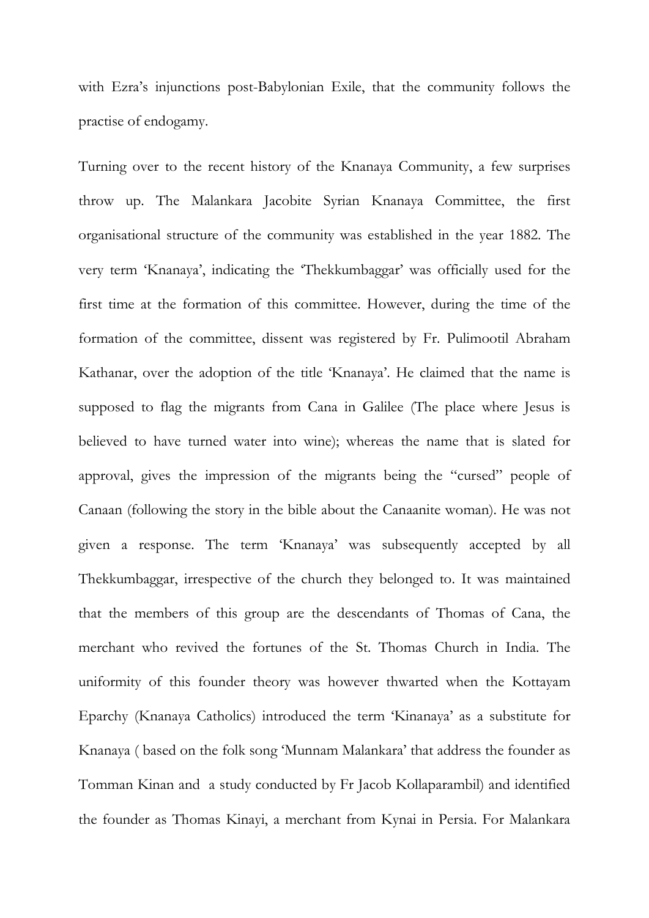with Ezra's injunctions post-Babylonian Exile, that the community follows the practise of endogamy.

Turning over to the recent history of the Knanaya Community, a few surprises throw up. The Malankara Jacobite Syrian Knanaya Committee, the first organisational structure of the community was established in the year 1882. The very term 'Knanaya', indicating the 'Thekkumbaggar' was officially used for the first time at the formation of this committee. However, during the time of the formation of the committee, dissent was registered by Fr. Pulimootil Abraham Kathanar, over the adoption of the title 'Knanaya'. He claimed that the name is supposed to flag the migrants from Cana in Galilee (The place where Jesus is believed to have turned water into wine); whereas the name that is slated for approval, gives the impression of the migrants being the "cursed" people of Canaan (following the story in the bible about the Canaanite woman). He was not given a response. The term 'Knanaya' was subsequently accepted by all Thekkumbaggar, irrespective of the church they belonged to. It was maintained that the members of this group are the descendants of Thomas of Cana, the merchant who revived the fortunes of the St. Thomas Church in India. The uniformity of this founder theory was however thwarted when the Kottayam Eparchy (Knanaya Catholics) introduced the term 'Kinanaya' as a substitute for Knanaya ( based on the folk song 'Munnam Malankara' that address the founder as Tomman Kinan and a study conducted by Fr Jacob Kollaparambil) and identified the founder as Thomas Kinayi, a merchant from Kynai in Persia. For Malankara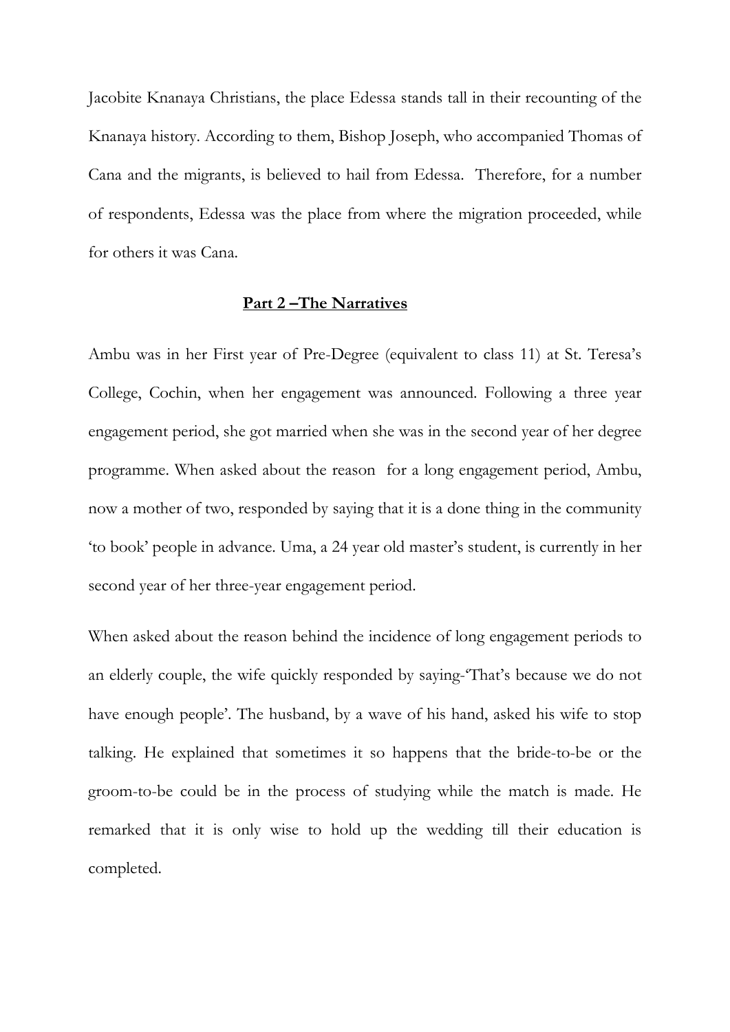Jacobite Knanaya Christians, the place Edessa stands tall in their recounting of the Knanaya history. According to them, Bishop Joseph, who accompanied Thomas of Cana and the migrants, is believed to hail from Edessa. Therefore, for a number of respondents, Edessa was the place from where the migration proceeded, while for others it was Cana.

## **Part 2 –The Narratives**

Ambu was in her First year of Pre-Degree (equivalent to class 11) at St. Teresa's College, Cochin, when her engagement was announced. Following a three year engagement period, she got married when she was in the second year of her degree programme. When asked about the reason for a long engagement period, Ambu, now a mother of two, responded by saying that it is a done thing in the community 'to book' people in advance. Uma, a 24 year old master's student, is currently in her second year of her three-year engagement period.

When asked about the reason behind the incidence of long engagement periods to an elderly couple, the wife quickly responded by saying-'That's because we do not have enough people'. The husband, by a wave of his hand, asked his wife to stop talking. He explained that sometimes it so happens that the bride-to-be or the groom-to-be could be in the process of studying while the match is made. He remarked that it is only wise to hold up the wedding till their education is completed.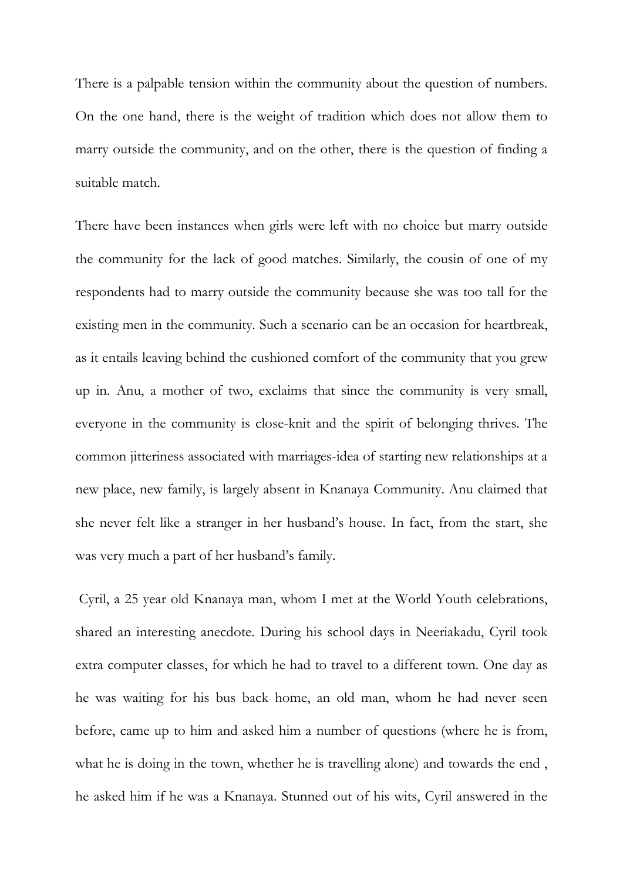There is a palpable tension within the community about the question of numbers. On the one hand, there is the weight of tradition which does not allow them to marry outside the community, and on the other, there is the question of finding a suitable match.

There have been instances when girls were left with no choice but marry outside the community for the lack of good matches. Similarly, the cousin of one of my respondents had to marry outside the community because she was too tall for the existing men in the community. Such a scenario can be an occasion for heartbreak, as it entails leaving behind the cushioned comfort of the community that you grew up in. Anu, a mother of two, exclaims that since the community is very small, everyone in the community is close-knit and the spirit of belonging thrives. The common jitteriness associated with marriages-idea of starting new relationships at a new place, new family, is largely absent in Knanaya Community. Anu claimed that she never felt like a stranger in her husband's house. In fact, from the start, she was very much a part of her husband's family.

Cyril, a 25 year old Knanaya man, whom I met at the World Youth celebrations, shared an interesting anecdote. During his school days in Neeriakadu, Cyril took extra computer classes, for which he had to travel to a different town. One day as he was waiting for his bus back home, an old man, whom he had never seen before, came up to him and asked him a number of questions (where he is from, what he is doing in the town, whether he is travelling alone) and towards the end , he asked him if he was a Knanaya. Stunned out of his wits, Cyril answered in the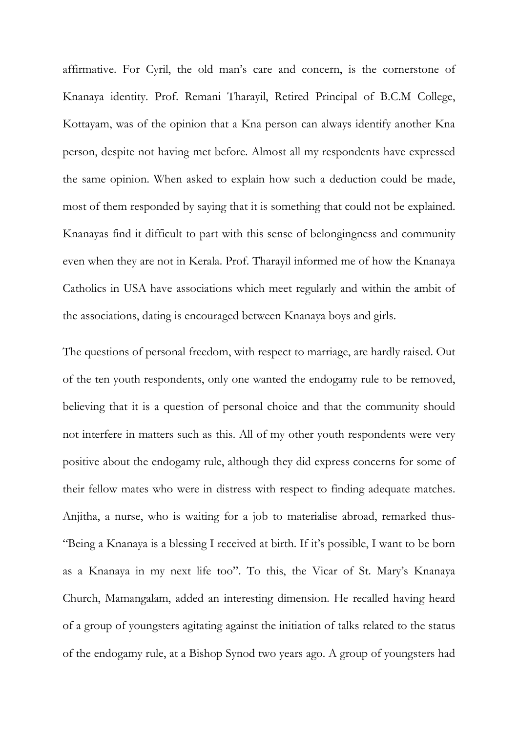affirmative. For Cyril, the old man's care and concern, is the cornerstone of Knanaya identity. Prof. Remani Tharayil, Retired Principal of B.C.M College, Kottayam, was of the opinion that a Kna person can always identify another Kna person, despite not having met before. Almost all my respondents have expressed the same opinion. When asked to explain how such a deduction could be made, most of them responded by saying that it is something that could not be explained. Knanayas find it difficult to part with this sense of belongingness and community even when they are not in Kerala. Prof. Tharayil informed me of how the Knanaya Catholics in USA have associations which meet regularly and within the ambit of the associations, dating is encouraged between Knanaya boys and girls.

The questions of personal freedom, with respect to marriage, are hardly raised. Out of the ten youth respondents, only one wanted the endogamy rule to be removed, believing that it is a question of personal choice and that the community should not interfere in matters such as this. All of my other youth respondents were very positive about the endogamy rule, although they did express concerns for some of their fellow mates who were in distress with respect to finding adequate matches. Anjitha, a nurse, who is waiting for a job to materialise abroad, remarked thus- "Being a Knanaya is a blessing I received at birth. If it's possible, I want to be born as a Knanaya in my next life too". To this, the Vicar of St. Mary's Knanaya Church, Mamangalam, added an interesting dimension. He recalled having heard of a group of youngsters agitating against the initiation of talks related to the status of the endogamy rule, at a Bishop Synod two years ago. A group of youngsters had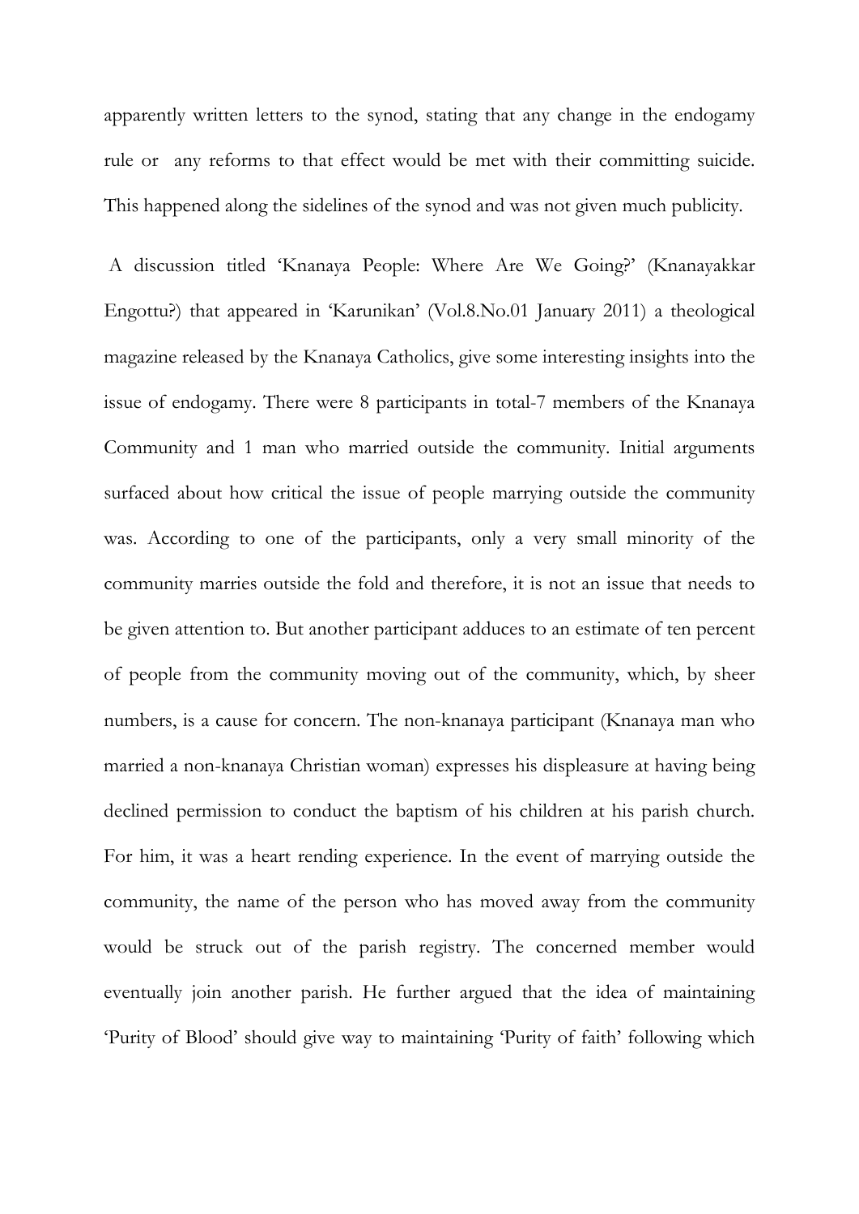apparently written letters to the synod, stating that any change in the endogamy rule or any reforms to that effect would be met with their committing suicide. This happened along the sidelines of the synod and was not given much publicity.

A discussion titled 'Knanaya People: Where Are We Going?' (Knanayakkar Engottu?) that appeared in 'Karunikan' (Vol.8.No.01 January 2011) a theological magazine released by the Knanaya Catholics, give some interesting insights into the issue of endogamy. There were 8 participants in total-7 members of the Knanaya Community and 1 man who married outside the community. Initial arguments surfaced about how critical the issue of people marrying outside the community was. According to one of the participants, only a very small minority of the community marries outside the fold and therefore, it is not an issue that needs to be given attention to. But another participant adduces to an estimate of ten percent of people from the community moving out of the community, which, by sheer numbers, is a cause for concern. The non-knanaya participant (Knanaya man who married a non-knanaya Christian woman) expresses his displeasure at having being declined permission to conduct the baptism of his children at his parish church. For him, it was a heart rending experience. In the event of marrying outside the community, the name of the person who has moved away from the community would be struck out of the parish registry. The concerned member would eventually join another parish. He further argued that the idea of maintaining 'Purity of Blood' should give way to maintaining 'Purity of faith' following which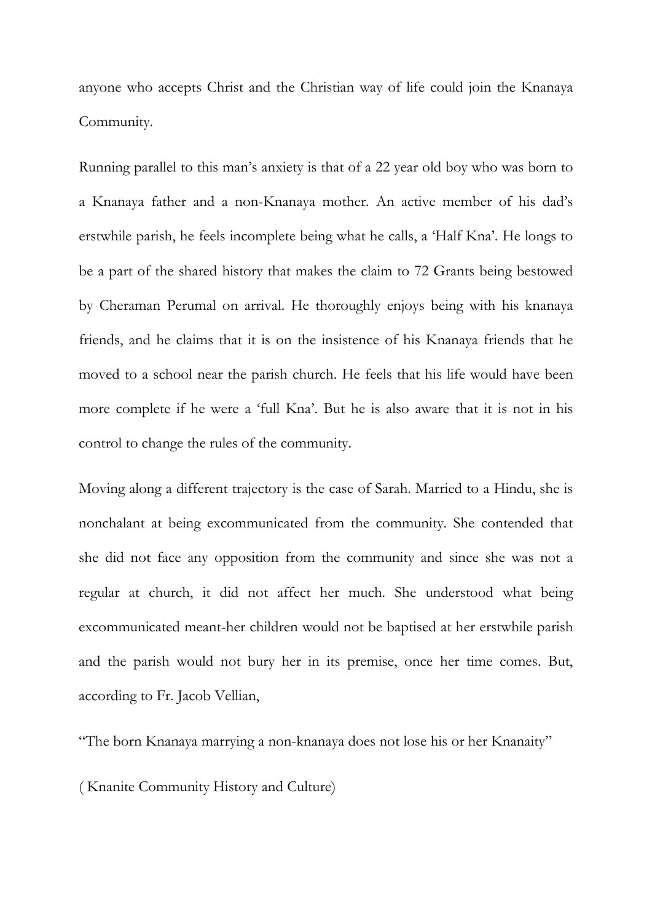anyone who accepts Christ and the Christian way of life could join the Knanaya Community.

Running parallel to this man's anxiety is that of a 22 year old boy who was born to a Knanaya father and a non-Knanaya mother. An active member of his dad's erstwhile parish, he feels incomplete being what he calls, a 'Half Kna'. He longs to be a part of the shared history that makes the claim to 72 Grants being bestowed by Cheraman Perumal on arrival. He thoroughly enjoys being with his knanaya friends, and he claims that it is on the insistence of his Knanaya friends that he moved to a school near the parish church. He feels that his life would have been more complete if he were a 'full Kna'. But he is also aware that it is not in his control to change the rules of the community.

Moving along a different trajectory is the case of Sarah. Married to a Hindu, she is nonchalant at being excommunicated from the community. She contended that she did not face any opposition from the community and since she was not a regular at church, it did not affect her much. She understood what being excommunicated meant-her children would not be baptised at her erstwhile parish and the parish would not bury her in its premise, once her time comes. But, according to Fr. Jacob Vellian,

"The born Knanaya marrying a non-knanaya does not lose his or her Knanaity"

( Knanite Community History and Culture)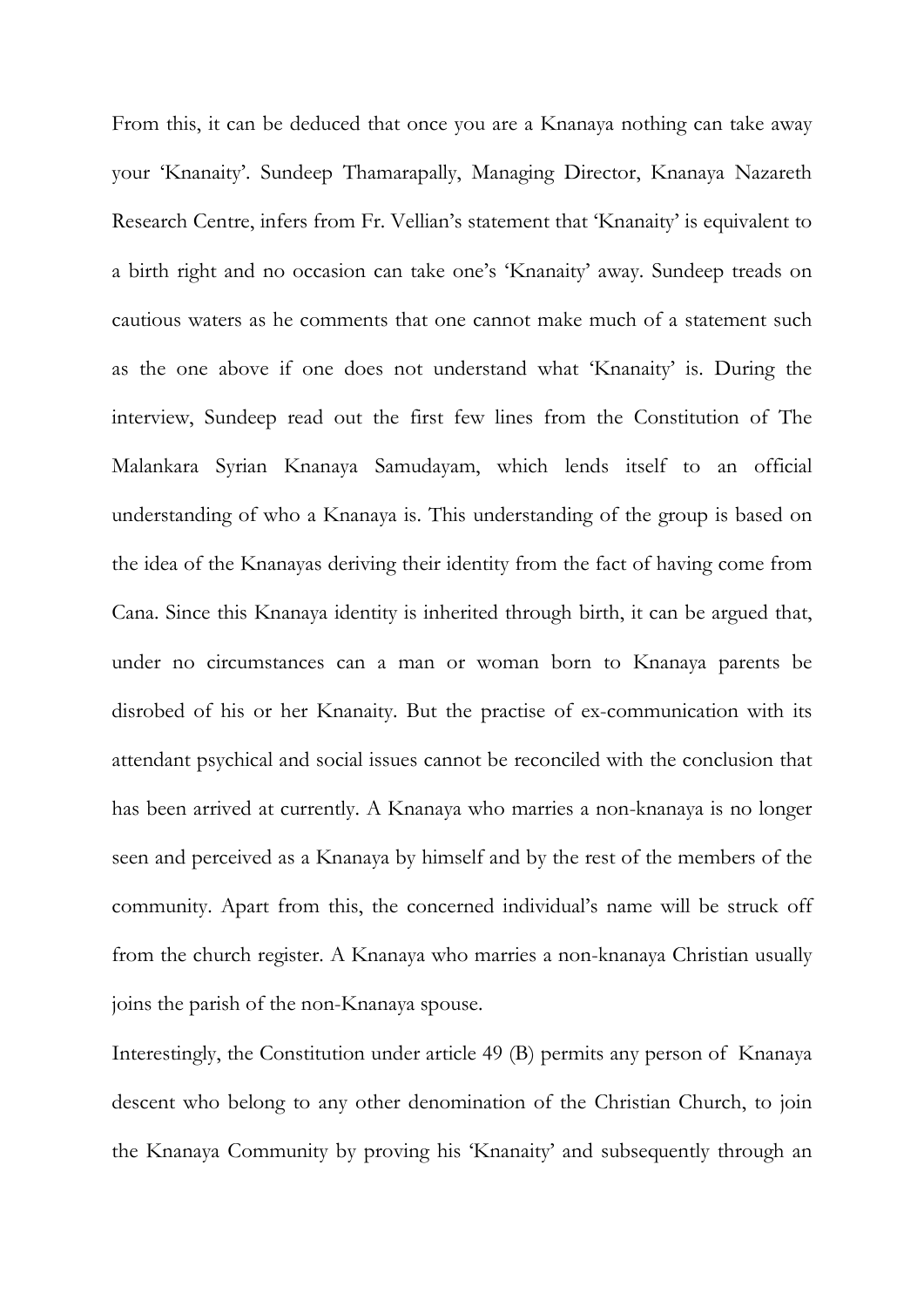From this, it can be deduced that once you are a Knanaya nothing can take away your 'Knanaity'. Sundeep Thamarapally, Managing Director, Knanaya Nazareth Research Centre, infers from Fr. Vellian's statement that 'Knanaity' is equivalent to a birth right and no occasion can take one's 'Knanaity' away. Sundeep treads on cautious waters as he comments that one cannot make much of a statement such as the one above if one does not understand what 'Knanaity' is. During the interview, Sundeep read out the first few lines from the Constitution of The Malankara Syrian Knanaya Samudayam, which lends itself to an official understanding of who a Knanaya is. This understanding of the group is based on the idea of the Knanayas deriving their identity from the fact of having come from Cana. Since this Knanaya identity is inherited through birth, it can be argued that, under no circumstances can a man or woman born to Knanaya parents be disrobed of his or her Knanaity. But the practise of ex-communication with its attendant psychical and social issues cannot be reconciled with the conclusion that has been arrived at currently. A Knanaya who marries a non-knanaya is no longer seen and perceived as a Knanaya by himself and by the rest of the members of the community. Apart from this, the concerned individual's name will be struck off from the church register. A Knanaya who marries a non-knanaya Christian usually joins the parish of the non-Knanaya spouse.

Interestingly, the Constitution under article 49 (B) permits any person of Knanaya descent who belong to any other denomination of the Christian Church, to join the Knanaya Community by proving his 'Knanaity' and subsequently through an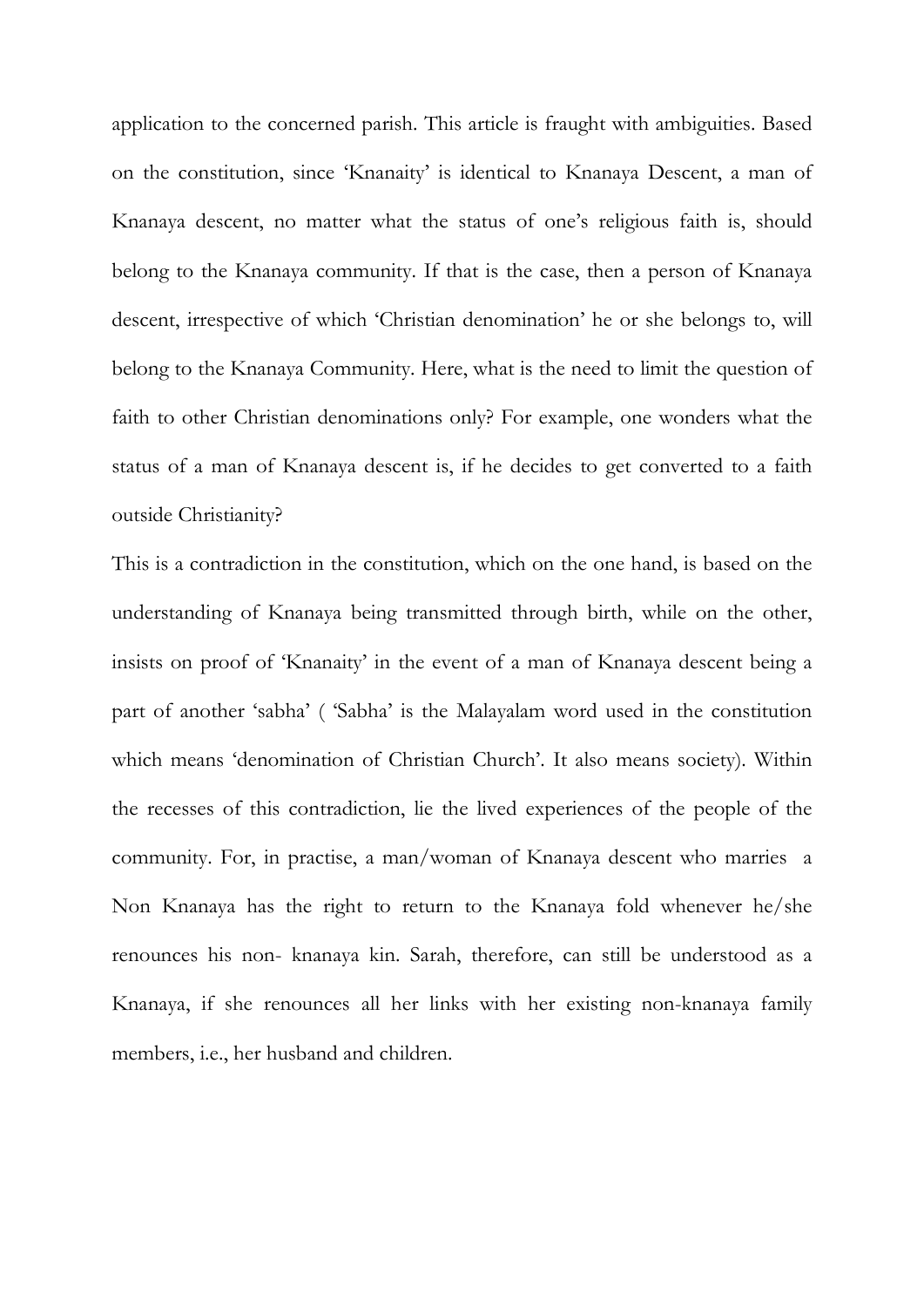application to the concerned parish. This article is fraught with ambiguities. Based on the constitution, since 'Knanaity' is identical to Knanaya Descent, a man of Knanaya descent, no matter what the status of one's religious faith is, should belong to the Knanaya community. If that is the case, then a person of Knanaya descent, irrespective of which 'Christian denomination' he or she belongs to, will belong to the Knanaya Community. Here, what is the need to limit the question of faith to other Christian denominations only? For example, one wonders what the status of a man of Knanaya descent is, if he decides to get converted to a faith outside Christianity?

This is a contradiction in the constitution, which on the one hand, is based on the understanding of Knanaya being transmitted through birth, while on the other, insists on proof of 'Knanaity' in the event of a man of Knanaya descent being a part of another 'sabha' ( 'Sabha' is the Malayalam word used in the constitution which means 'denomination of Christian Church'. It also means society). Within the recesses of this contradiction, lie the lived experiences of the people of the community. For, in practise, a man/woman of Knanaya descent who marries a Non Knanaya has the right to return to the Knanaya fold whenever he/she renounces his non- knanaya kin. Sarah, therefore, can still be understood as a Knanaya, if she renounces all her links with her existing non-knanaya family members, i.e., her husband and children.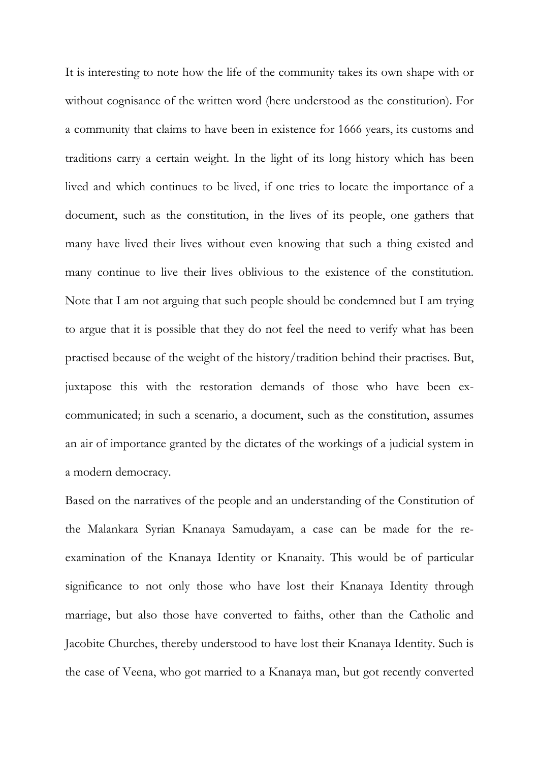It is interesting to note how the life of the community takes its own shape with or without cognisance of the written word (here understood as the constitution). For a community that claims to have been in existence for 1666 years, its customs and traditions carry a certain weight. In the light of its long history which has been lived and which continues to be lived, if one tries to locate the importance of a document, such as the constitution, in the lives of its people, one gathers that many have lived their lives without even knowing that such a thing existed and many continue to live their lives oblivious to the existence of the constitution. Note that I am not arguing that such people should be condemned but I am trying to argue that it is possible that they do not feel the need to verify what has been practised because of the weight of the history/tradition behind their practises. But, juxtapose this with the restoration demands of those who have been ex-communicated; in such a scenario, a document, such as the constitution, assumes an air of importance granted by the dictates of the workings of a judicial system in a modern democracy.

Based on the narratives of the people and an understanding of the Constitution of the Malankara Syrian Knanaya Samudayam, a case can be made for the re-examination of the Knanaya Identity or Knanaity. This would be of particular significance to not only those who have lost their Knanaya Identity through marriage, but also those have converted to faiths, other than the Catholic and Jacobite Churches, thereby understood to have lost their Knanaya Identity. Such is the case of Veena, who got married to a Knanaya man, but got recently converted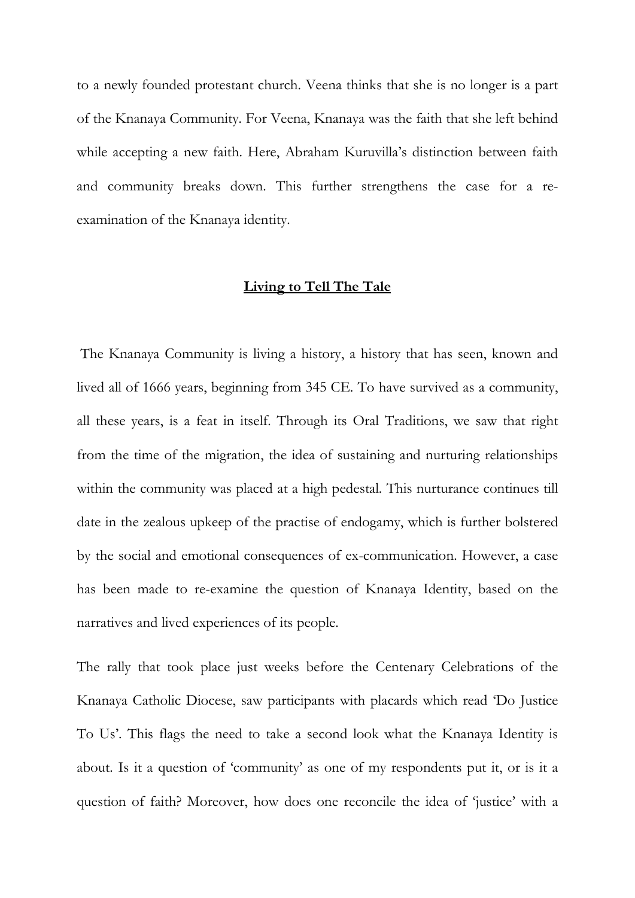to a newly founded protestant church. Veena thinks that she is no longer is a part of the Knanaya Community. For Veena, Knanaya was the faith that she left behind while accepting a new faith. Here, Abraham Kuruvilla's distinction between faith and community breaks down. This further strengthens the case for a re-examination of the Knanaya identity.

## Living to Tell The Tale

The Knanaya Community is living a history, a history that has seen, known and lived all of 1666 years, beginning from 345 CE. To have survived as a community, all these years, is a feat in itself. Through its Oral Traditions, we saw that right from the time of the migration, the idea of sustaining and nurturing relationships within the community was placed at a high pedestal. This nurturance continues till date in the zealous upkeep of the practise of endogamy, which is further bolstered by the social and emotional consequences of ex-communication. However, a case has been made to re-examine the question of Knanaya Identity, based on the narratives and lived experiences of its people.

The rally that took place just weeks before the Centenary Celebrations of the Knanaya Catholic Diocese, saw participants with placards which read 'Do Justice To Us'. This flags the need to take a second look what the Knanaya Identity is about. Is it a question of 'community' as one of my respondents put it, or is it a question of faith? Moreover, how does one reconcile the idea of 'justice' with a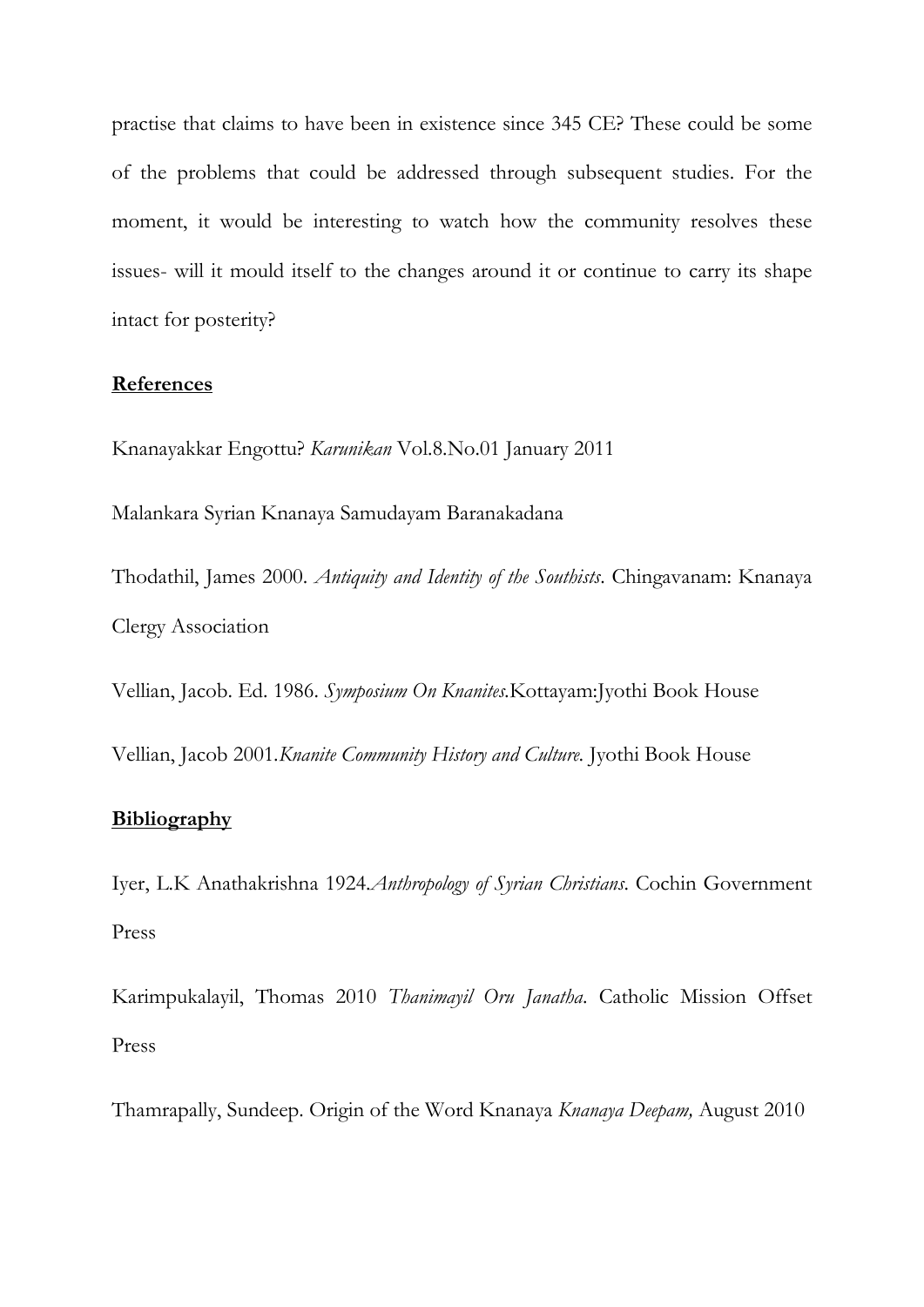practise that claims to have been in existence since 345 CE? These could be some of the problems that could be addressed through subsequent studies. For the moment, it would be interesting to watch how the community resolves these issues- will it mould itself to the changes around it or continue to carry its shape intact for posterity?

**References**

Knanayakkar Engottu? *Karunikan* Vol.8.No.01 January 2011

Malankara Syrian Knanaya Samudayam Baranakadana

Thodathil, James 2000. *Antiquity and Identity of the Southists*. Chingavanam: Knanaya Clergy Association

Vellian, Jacob. Ed. 1986. *Symposium On Knanites*.Kottayam:Jyothi Book House

Vellian, Jacob 2001.*Knanite Community History and Culture*. Jyothi Book House

**Bibliography**

Iyer, L.K Anathakrishna 1924.*Anthropology of Syrian Christians*. Cochin Government Press

Karimpukalayil, Thomas 2010 *Thanimayil Oru Janatha*. Catholic Mission Offset Press

Thamrapally, Sundeep. Origin of the Word Knanaya *Knanaya Deepam,* August 2010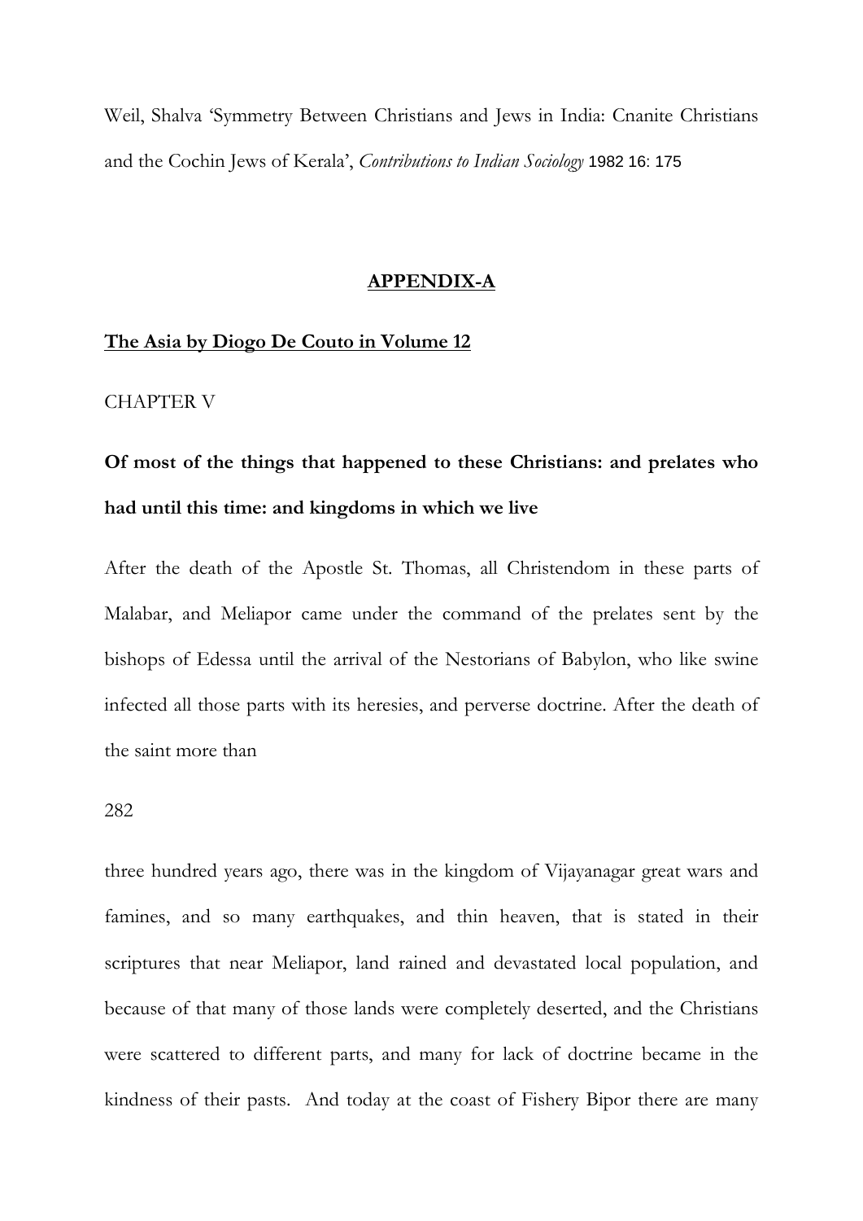Weil, Shalva 'Symmetry Between Christians and Jews in India: Cnanite Christians and the Cochin Jews of Kerala', *Contributions to Indian Sociology* 1982 16: 175

## APPENDIX-A

**The Asia by Diogo De Couto in Volume 12**

CHAPTER V

### Of most of the things that happened to these Christians: and prelates who had until this time: and kingdoms in which we live

After the death of the Apostle St. Thomas, all Christendom in these parts of Malabar, and Meliapor came under the command of the prelates sent by the bishops of Edessa until the arrival of the Nestorians of Babylon, who like swine infected all those parts with its heresies, and perverse doctrine. After the death of the saint more than three hundred years ago, there was in the kingdom of Vijayanagar great wars and famines, and so many earthquakes, and thin heaven, that is stated in their scriptures that near Meliapor, land rained and devastated local population, and because of that many of those lands were completely deserted, and the Christians were scattered to different parts, and many for lack of doctrine became in the kindness of their pasts. And today at the coast of Fishery Bipor there are many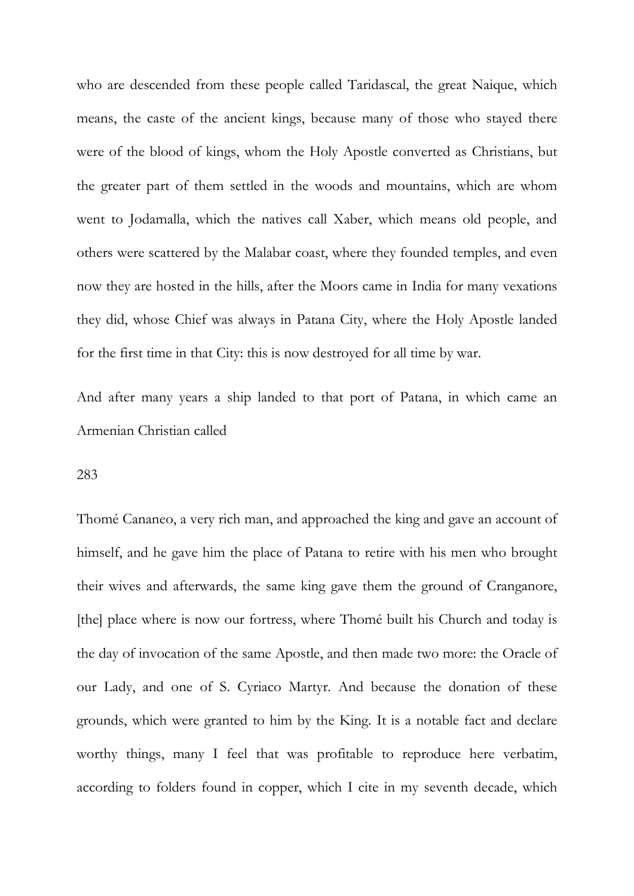who are descended from these people called Taridascal, the great Naique, which means, the caste of the ancient kings, because many of those who stayed there were of the blood of kings, whom the Holy Apostle converted as Christians, but the greater part of them settled in the woods and mountains, which are whom went to Jodamalla, which the natives call Xaber, which means old people, and others were scattered by the Malabar coast, where they founded temples, and even now they are hosted in the hills, after the Moors came in India for many vexations they did, whose Chief was always in Patana City, where the Holy Apostle landed for the first time in that City: this is now destroyed for all time by war.

And after many years a ship landed to that port of Patana, in which came an Armenian Christian called Thomé Cananeo, a very rich man, and approached the king and gave an account of himself, and he gave him the place of Patana to retire with his men who brought their wives and afterwards, the same king gave them the ground of Cranganore, [the] place where is now our fortress, where Thomé built his Church and today is the day of invocation of the same Apostle, and then made two more: the Oracle of our Lady, and one of S. Cyriaco Martyr. And because the donation of these grounds, which were granted to him by the King. It is a notable fact and declare worthy things, many I feel that was profitable to reproduce here verbatim, according to folders found in copper, which I cite in my seventh decade, which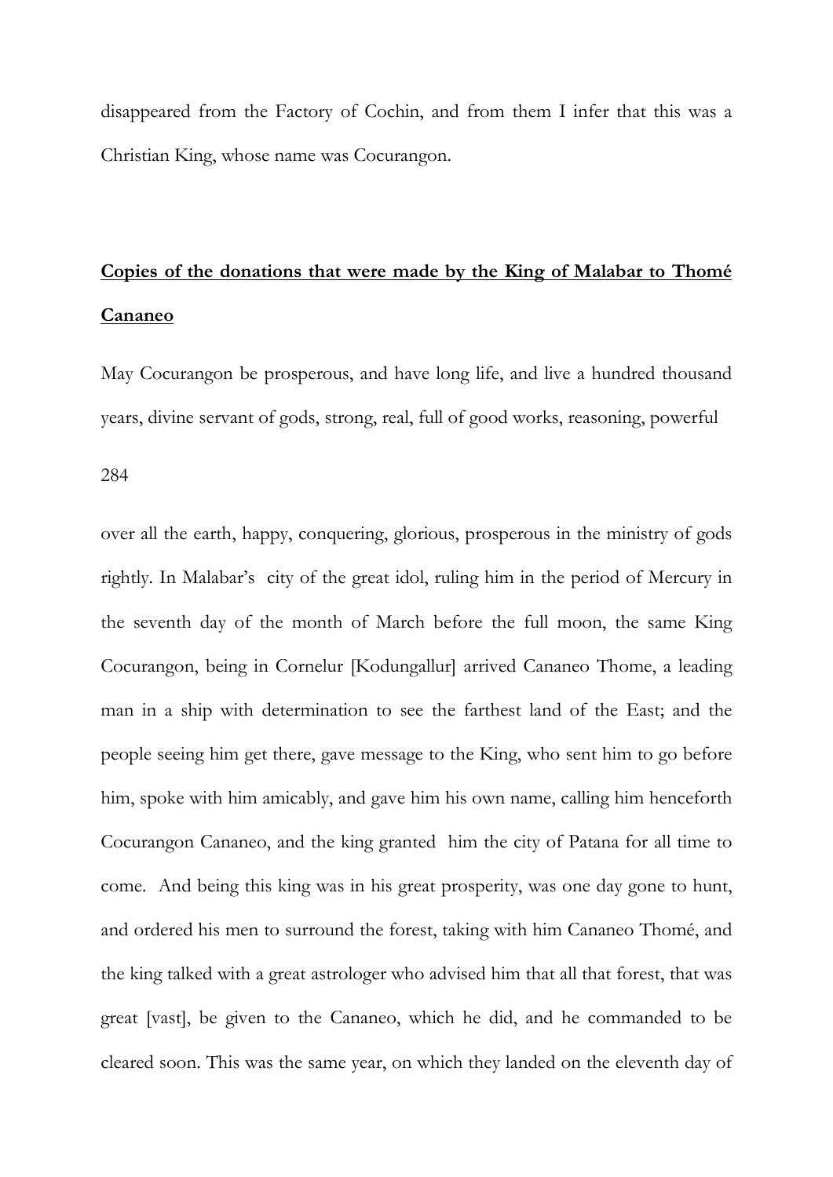disappeared from the Factory of Cochin, and from them I infer that this was a Christian King, whose name was Cocurangon.

**<u>Copies of the donations that were made by the King of Malabar to Thomé Cananeo</u>**

May Cocurangon be prosperous, and have long life, and live a hundred thousand years, divine servant of gods, strong, real, full of good works, reasoning, powerful

over all the earth, happy, conquering, glorious, prosperous in the ministry of gods rightly. In Malabar's city of the great idol, ruling him in the period of Mercury in the seventh day of the month of March before the full moon, the same King Cocurangon, being in Cornelur [Kodungallur] arrived Cananeo Thome, a leading man in a ship with determination to see the farthest land of the East; and the people seeing him get there, gave message to the King, who sent him to go before him, spoke with him amicably, and gave him his own name, calling him henceforth Cocurangon Cananeo, and the king granted him the city of Patana for all time to come. And being this king was in his great prosperity, was one day gone to hunt, and ordered his men to surround the forest, taking with him Cananeo Thomé, and the king talked with a great astrologer who advised him that all that forest, that was great [vast], be given to the Cananeo, which he did, and he commanded to be cleared soon. This was the same year, on which they landed on the eleventh day of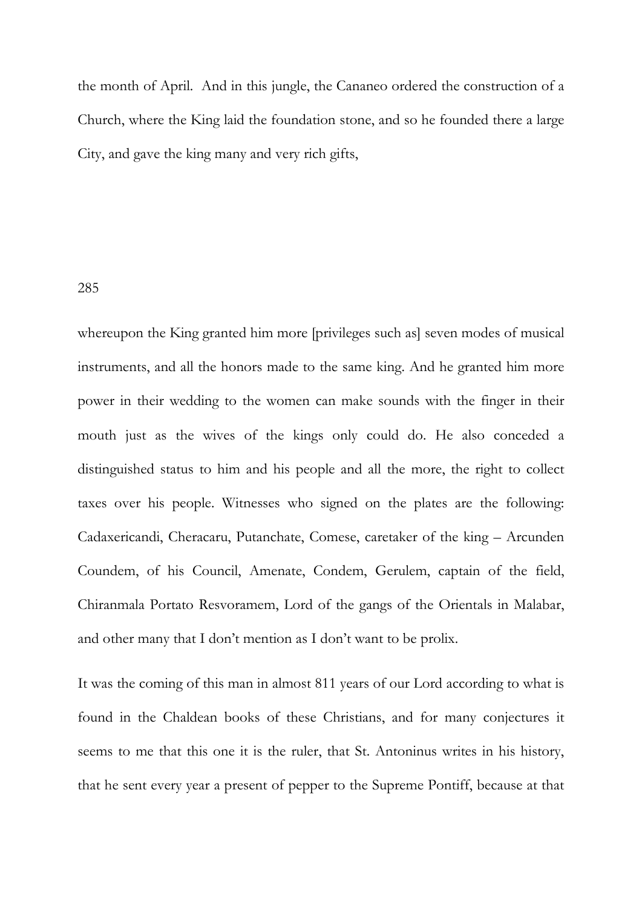the month of April. And in this jungle, the Cananeo ordered the construction of a Church, where the King laid the foundation stone, and so he founded there a large City, and gave the king many and very rich gifts,

285

whereupon the King granted him more [privileges such as] seven modes of musical instruments, and all the honors made to the same king. And he granted him more power in their wedding to the women can make sounds with the finger in their mouth just as the wives of the kings only could do. He also conceded a distinguished status to him and his people and all the more, the right to collect taxes over his people. Witnesses who signed on the plates are the following: Cadaxericandi, Cheracaru, Putanchate, Comese, caretaker of the king – Arcunden Coundem, of his Council, Amenate, Condem, Gerulem, captain of the field, Chiranmala Portato Resvoramem, Lord of the gangs of the Orientals in Malabar, and other many that I don't mention as I don't want to be prolix.

It was the coming of this man in almost 811 years of our Lord according to what is found in the Chaldean books of these Christians, and for many conjectures it seems to me that this one it is the ruler, that St. Antoninus writes in his history, that he sent every year a present of pepper to the Supreme Pontiff, because at that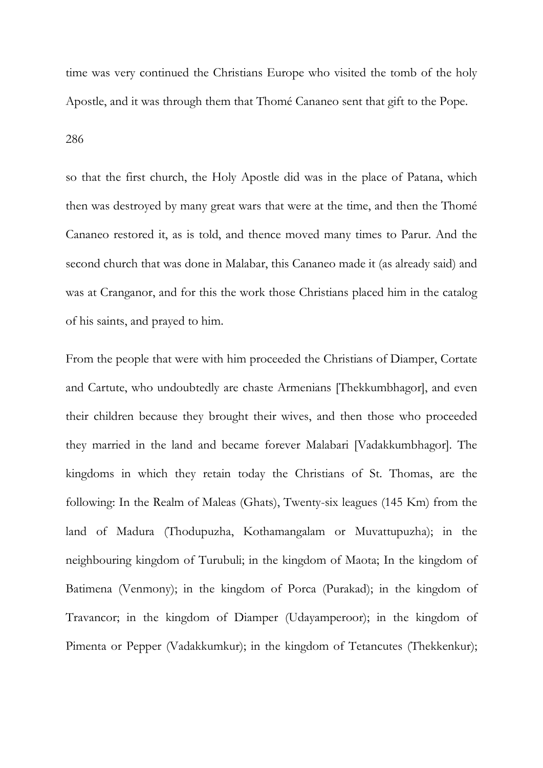time was very continued the Christians Europe who visited the tomb of the holy Apostle, and it was through them that Thomé Cananeo sent that gift to the Pope.

286

so that the first church, the Holy Apostle did was in the place of Patana, which then was destroyed by many great wars that were at the time, and then the Thomé Cananeo restored it, as is told, and thence moved many times to Parur. And the second church that was done in Malabar, this Cananeo made it (as already said) and was at Cranganor, and for this the work those Christians placed him in the catalog of his saints, and prayed to him.

From the people that were with him proceeded the Christians of Diamper, Cortate and Cartute, who undoubtedly are chaste Armenians [Thekkumbhagor], and even their children because they brought their wives, and then those who proceeded they married in the land and became forever Malabari [Vadakkumbhagor]. The kingdoms in which they retain today the Christians of St. Thomas, are the following: In the Realm of Maleas (Ghats), Twenty-six leagues (145 Km) from the land of Madura (Thodupuzha, Kothamangalam or Muvattupuzha); in the neighbouring kingdom of Turubuli; in the kingdom of Maota; In the kingdom of Batimena (Venmony); in the kingdom of Porca (Purakad); in the kingdom of Travancor; in the kingdom of Diamper (Udayamperoor); in the kingdom of Pimenta or Pepper (Vadakkumkur); in the kingdom of Tetancutes (Thekkenkur);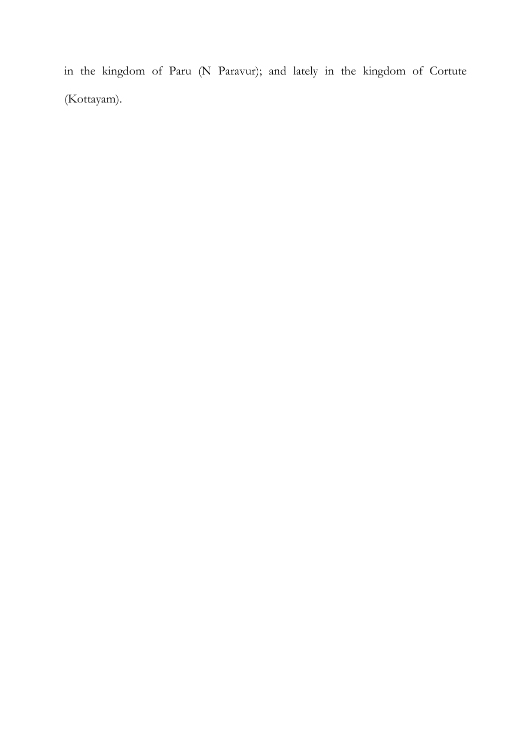in the kingdom of Paru (N Paravur); and lately in the kingdom of Cortute (Kottayam).